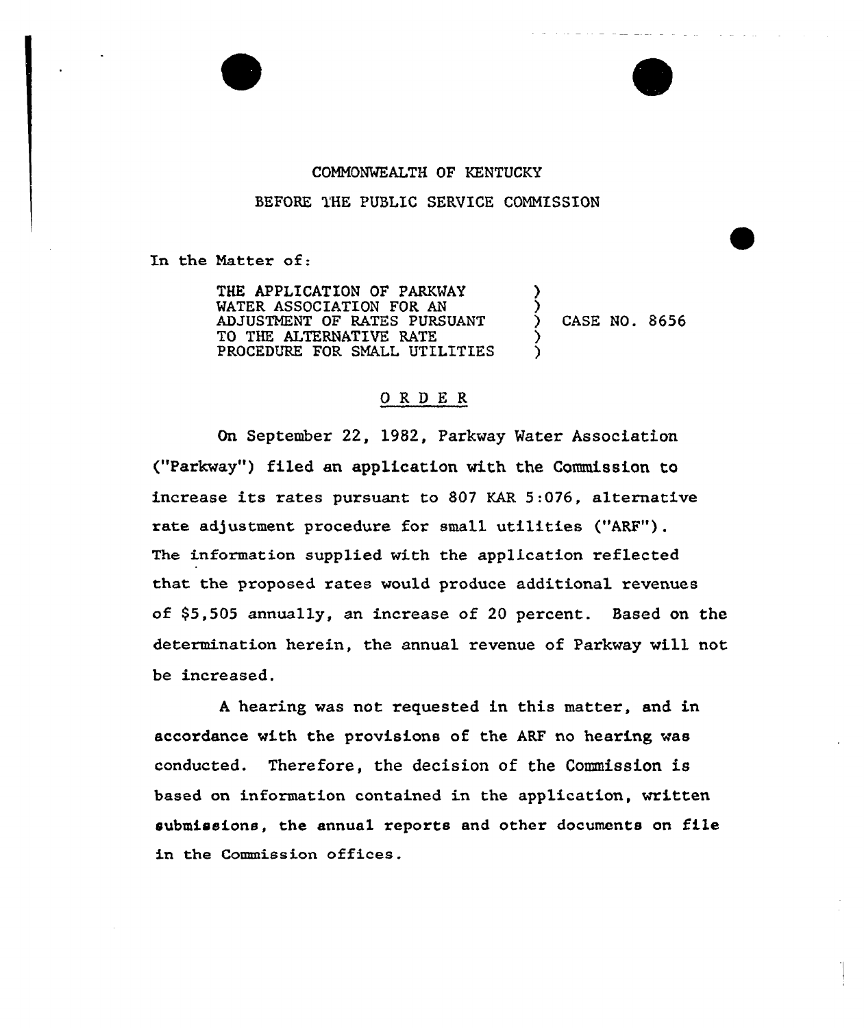COMMONWEALTH OF KENTUCKY

BEFORE THE PUBLIC SERVICE COMMISSION

In the Matter of:

THE APPLICATION OF PARKWAY WATER ASSOCIATION FOR AN ADJUSTMENT OF RATES PURSUANT TO THE ALTERNATIVE RATE PROCEDURE FOR SMALL UTILITIES ) CASE NO. 8656

O R D E R

On September 22, 1982, Parkway Water Association ("Parkway") filed an application with the Commission to increase its rates pursuant to 807 KAR 5:076, alternative rate adjustment procedure for small utilities ("ARF"). The information supplied with the application reflected that the proposed rates would produce additional revenues of $5,505 annually, an increase of 20 percent. Based on the determination herein, the annual revenue of Parkway will not be increased.

A hearing was not requested in this matter, and in accordance with the provisions of the ARF no hearing was conducted. Therefore, the decision of the Commission is based on information contained in the application, written submissions, the annual reports and other documents on file in the Commission offices.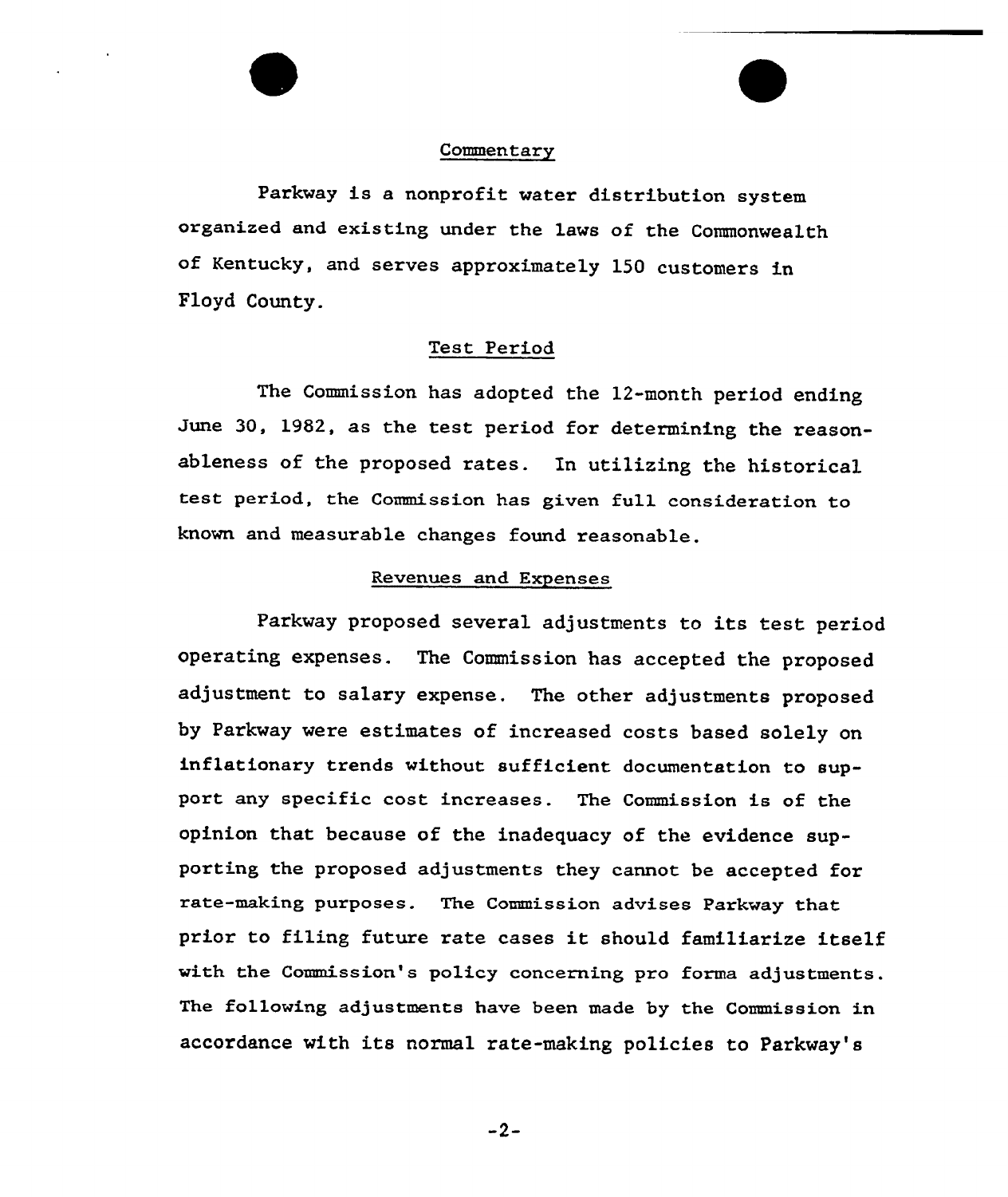## Commentary

Parkway is a nonprofit water distribution system organized and existing under the laws of the Commonwealth of Kentucky, and serves approximately 150 customers in Floyd County.

## Test Period

The Commission has adopted the 12-month period ending June 30, 1982, as the test period for determining the reasonableness of the proposed rates. In utilizing the historical test period, the Commission has given full consideration to known and measurable changes found reasonable.

## Revenues and Expenses

Parkway proposed several adjustments to its test period operating expenses. The Commission has accepted the proposed adjustment to salary expense. The other adjustments proposed by Parkway were estimates of increased costs based solely on inflationary trends without sufficient documentation to support any specific cost increases. The Commission is of the opinion that because of the inadequacy of the evidence supporting the proposed adjustments they cannot be accepted for rate-making purposes. The Commission advises Parkway that prior to filing future rate cases it should familiarize itself with the Commission's policy concerning pro forma adjustments. The following adjustments have been made by the Commission in accordance with its normal rate-making policies to Parkway's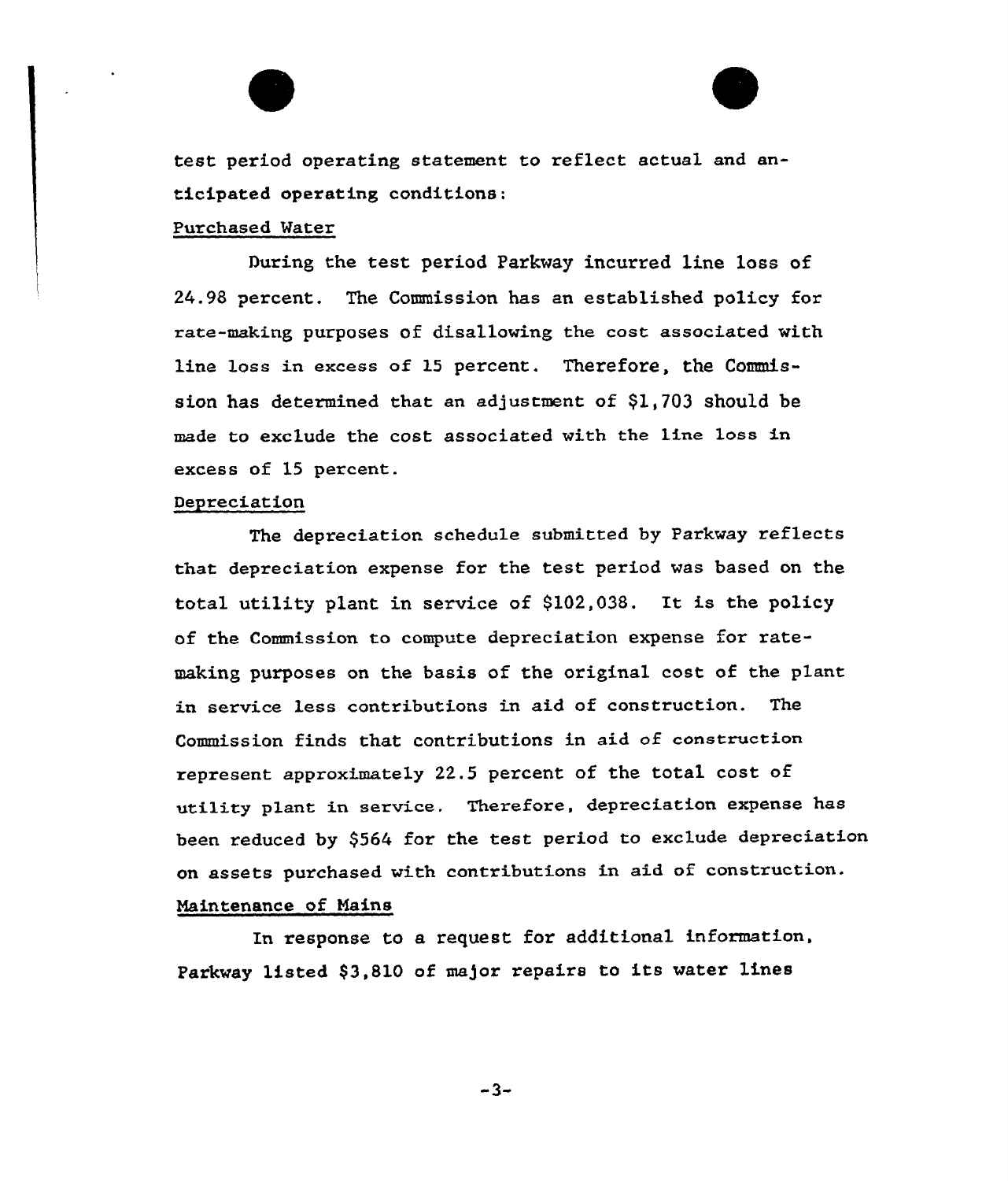test period operating statement to reflect actual and anticipated operating conditions:

Purchased Water

During the test period Parkway incurred line loss of 24.98 percent. The Commission has an established policy for rate-making purposes of disallowing the cost associated with line loss in excess of 15 percent. Therefore, the Commission has determined that an adjustment of $1,703 should be made to exclude the cost associated with the line loss in excess of 15 percent.

Depreciation

The depreciation schedule submitted by Parkway reflects that depreciation expense for the test period was based on the total utility plant in service of $102,038. It is the policy of the Commission to compute depreciation expense for rate-making purposes on the basis of the original cost of the plant in service less contributions in aid of construction. The Commission finds that contributions in aid of construction represent approximately 22.5 percent of the total cost of utility plant in service. Therefore, depreciation expense has been reduced by $564 for the test period to exclude depreciation on assets purchased with contributions in aid of construction.

Maintenance of Mains

In response to a request for additional information, Parkway listed $3,810 of major repairs to its water lines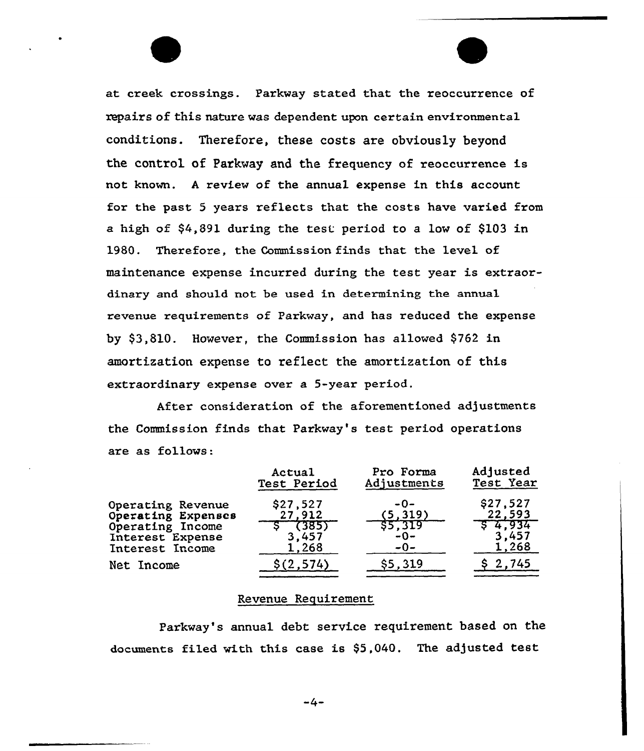at creek crossings. Parkway stated that the reoccurrence of repairs of this nature was dependent upon certain environmental conditions. Therefore, these costs are obviously beyond the control of Parkway and the frequency of reoccurrence is not known. A review of the annual expense in this account for the past 5 years reflects that the costs have varied from a high of $4,891 during the test period to a low of $103 in 1980. Therefore, the Commission finds that the level of maintenance expense incurred during the test year is extraordinary and should not be used in determining the annual revenue requirements of Parkway, and has reduced the expense by $3,810. However, the Commission has allowed $762 in amortization expense to reflect the amortization of this extraordinary expense over a 5-year period.

After consideration of the aforementioned adjustments the Commission finds that Parkway's test period operations are as follows:

| | Actual Test Period | Pro Forma Adjustments | Adjusted Test Year |
|---|---|---|---|
| Operating Revenue | $27,527 | -0- | $27,527 |
| Operating Expenses | 27,912 | (5,319) | 22,593 |
| Operating Income | $ (385) | $5,319 | $ 4,934 |
| Interest Expense | 3,457 | -0- | 3,457 |
| Interest Income | 1,268 | -0- | 1,268 |
| Net Income | $(2,574) | $5,319 | $ 2,745 |

## Revenue Requirement

Parkway's annual debt service requirement based on the documents filed with this case is $5,040. The adjusted test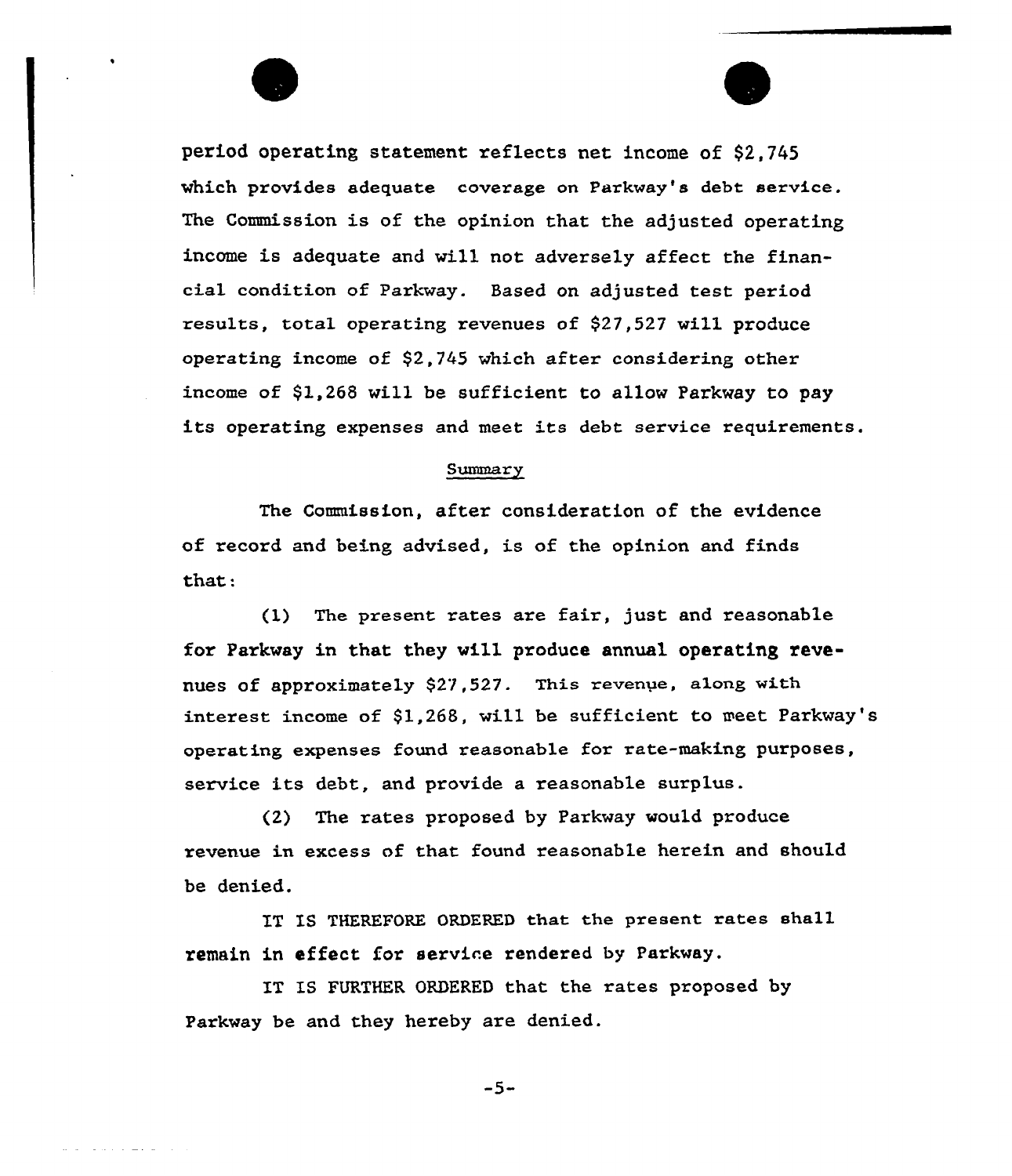period operating statement reflects net income of $2,745 which provides adequate coverage on Parkway's debt service. The Commission is of the opinion that the adjusted operating income is adequate and will not adversely affect the financial condition of Parkway. Based on adjusted test period results, total operating revenues of $27,527 will produce operating income of $2,745 which after considering other income of $1,268 will be sufficient to allow Parkway to pay its operating expenses and meet its debt service requirements.

## Summary

The Commission, after consideration of the evidence of record and being advised, is of the opinion and finds that:

(1) The present rates are fair, just and reasonable for Parkway in that they will produce annual operating revenues of approximately $27,527. This revenue, along with interest income of $1,268, will be sufficient to meet Parkway's operating expenses found reasonable for rate-making purposes, service its debt, and provide a reasonable surplus.

(2) The rates proposed by Parkway would produce revenue in excess of that found reasonable herein and should be denied.

IT IS THEREFORE ORDERED that the present rates shall remain in effect for service rendered by Parkway.

IT IS FURTHER ORDERED that the rates proposed by Parkway be and they hereby are denied.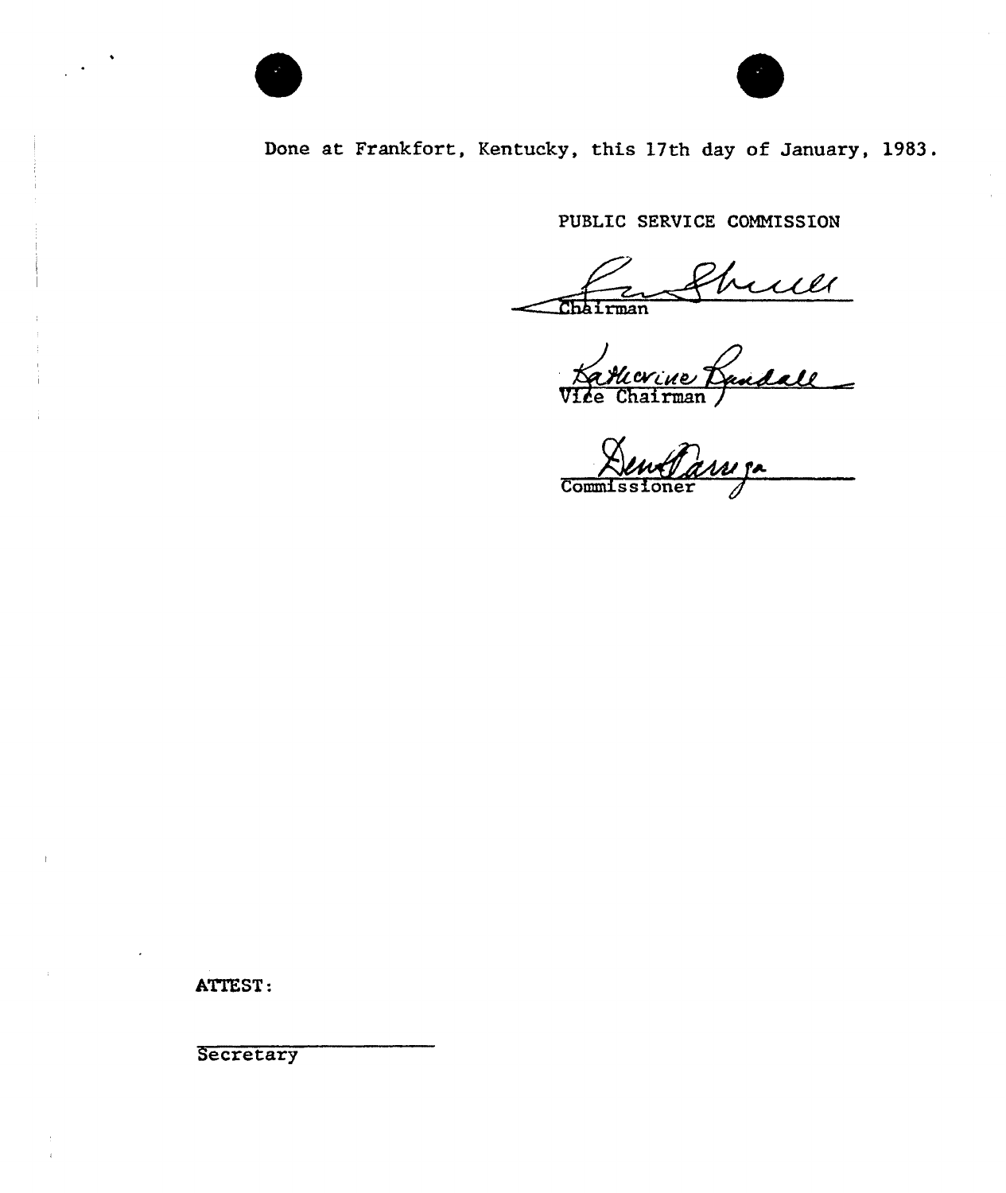Done at Frankfort, Kentucky, this 17th day of January, 1983.

PUBLIC SERVICE COMMISSION

Chairman

Vice Chairman

Commissioner

ATTEST:

Secretary